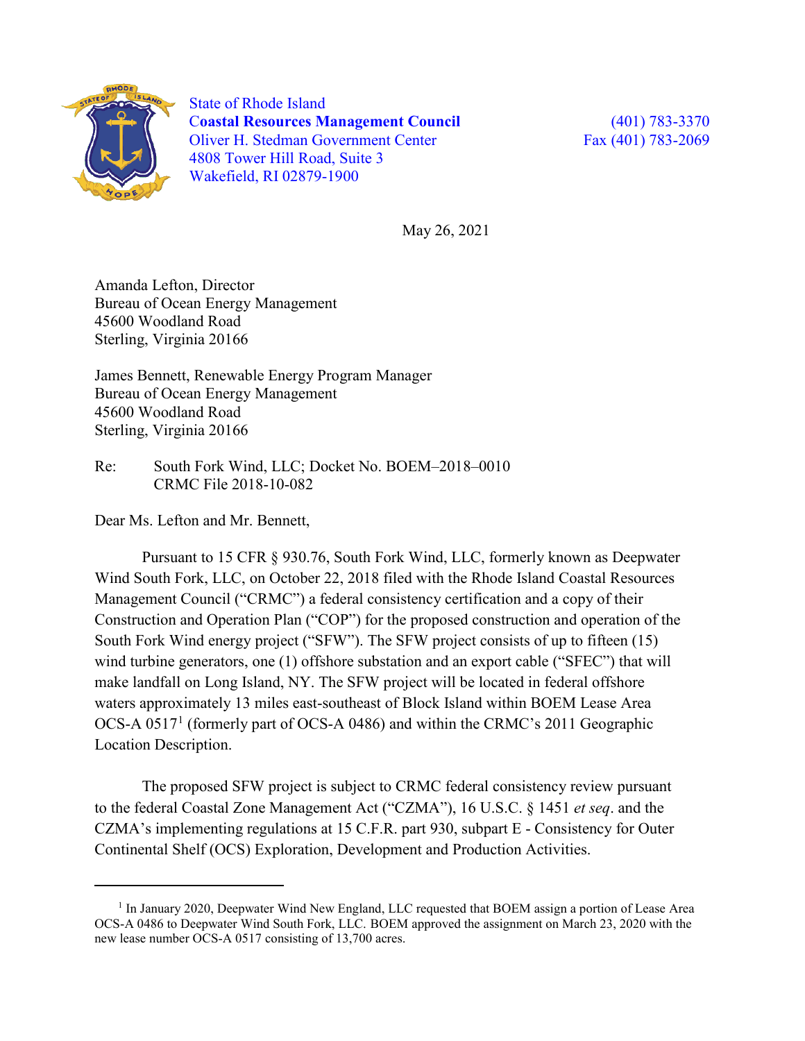State of Rhode Island
**Coastal Resources Management Council**
Oliver H. Stedman Government Center
4808 Tower Hill Road, Suite 3
Wakefield, RI 02879-1900

(401) 783-3370
Fax (401) 783-2069

May 26, 2021

Amanda Lefton, Director
Bureau of Ocean Energy Management
45600 Woodland Road
Sterling, Virginia 20166

James Bennett, Renewable Energy Program Manager
Bureau of Ocean Energy Management
45600 Woodland Road
Sterling, Virginia 20166

Re: South Fork Wind, LLC; Docket No. BOEM–2018–0010
CRMC File 2018-10-082

Dear Ms. Lefton and Mr. Bennett,

Pursuant to 15 CFR § 930.76, South Fork Wind, LLC, formerly known as Deepwater Wind South Fork, LLC, on October 22, 2018 filed with the Rhode Island Coastal Resources Management Council ("CRMC") a federal consistency certification and a copy of their Construction and Operation Plan ("COP") for the proposed construction and operation of the South Fork Wind energy project ("SFW"). The SFW project consists of up to fifteen (15) wind turbine generators, one (1) offshore substation and an export cable ("SFEC") that will make landfall on Long Island, NY. The SFW project will be located in federal offshore waters approximately 13 miles east-southeast of Block Island within BOEM Lease Area OCS-A 0517[1] (formerly part of OCS-A 0486) and within the CRMC's 2011 Geographic Location Description.

The proposed SFW project is subject to CRMC federal consistency review pursuant to the federal Coastal Zone Management Act ("CZMA"), 16 U.S.C. § 1451 *et seq*. and the CZMA's implementing regulations at 15 C.F.R. part 930, subpart E - Consistency for Outer Continental Shelf (OCS) Exploration, Development and Production Activities.

[1] In January 2020, Deepwater Wind New England, LLC requested that BOEM assign a portion of Lease Area OCS-A 0486 to Deepwater Wind South Fork, LLC. BOEM approved the assignment on March 23, 2020 with the new lease number OCS-A 0517 consisting of 13,700 acres.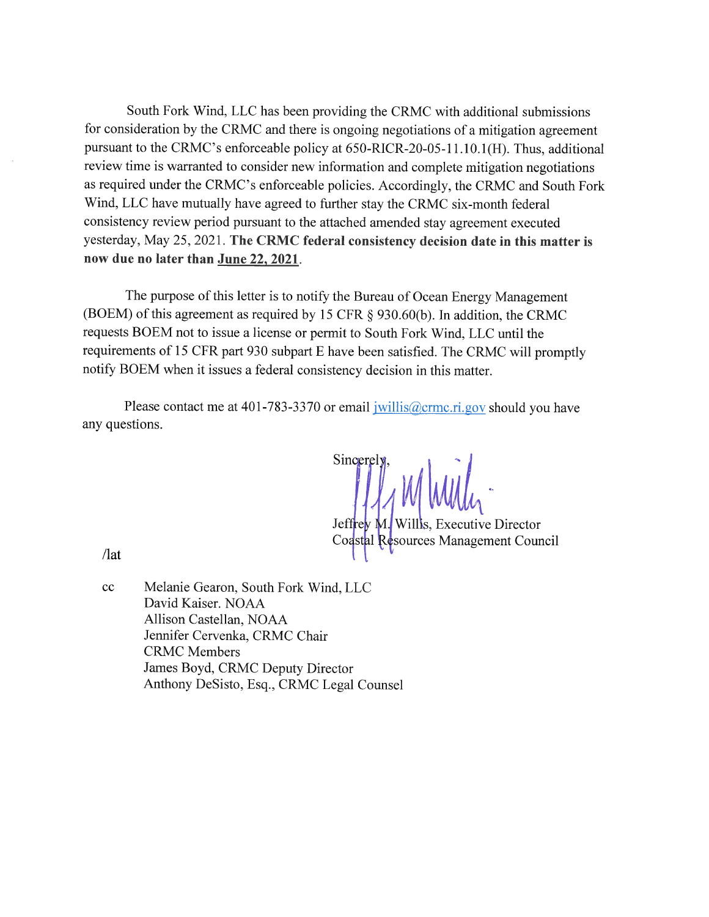South Fork Wind, LLC has been providing the CRMC with additional submissions for consideration by the CRMC and there is ongoing negotiations of a mitigation agreement pursuant to the CRMC's enforceable policy at 650-RICR-20-05-11.10.1(H). Thus, additional review time is warranted to consider new information and complete mitigation negotiations as required under the CRMC's enforceable policies. Accordingly, the CRMC and South Fork Wind, LLC have mutually have agreed to further stay the CRMC six-month federal consistency review period pursuant to the attached amended stay agreement executed yesterday, May 25, 2021. **The CRMC federal consistency decision date in this matter is now due no later than June 22, 2021**.

The purpose of this letter is to notify the Bureau of Ocean Energy Management (BOEM) of this agreement as required by 15 CFR § 930.60(b). In addition, the CRMC requests BOEM not to issue a license or permit to South Fork Wind, LLC until the requirements of 15 CFR part 930 subpart E have been satisfied. The CRMC will promptly notify BOEM when it issues a federal consistency decision in this matter.

Please contact me at 401-783-3370 or email jwillis@crmc.ri.gov should you have any questions.

Sincerely,

Jeffrey M. Willis, Executive Director
Coastal Resources Management Council

/lat

cc Melanie Gearon, South Fork Wind, LLC
David Kaiser. NOAA
Allison Castellan, NOAA
Jennifer Cervenka, CRMC Chair
CRMC Members
James Boyd, CRMC Deputy Director
Anthony DeSisto, Esq., CRMC Legal Counsel